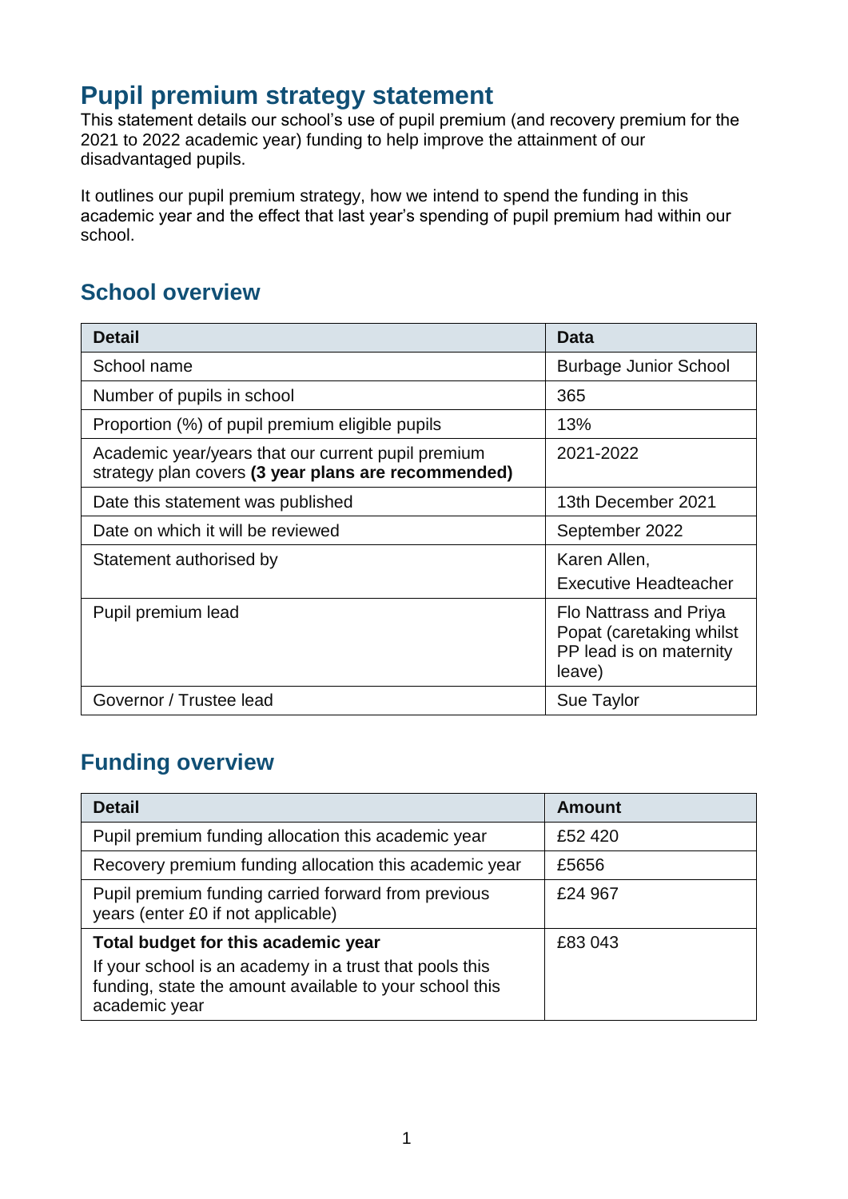# Pupil premium strategy statement

This statement details our school's use of pupil premium (and recovery premium for the 2021 to 2022 academic year) funding to help improve the attainment of our disadvantaged pupils.

It outlines our pupil premium strategy, how we intend to spend the funding in this academic year and the effect that last year's spending of pupil premium had within our school.

## School overview

| Detail | Data |
|---|---|
| School name | Burbage Junior School |
| Number of pupils in school | 365 |
| Proportion (%) of pupil premium eligible pupils | 13% |
| Academic year/years that our current pupil premium strategy plan covers **(3 year plans are recommended)** | 2021-2022 |
| Date this statement was published | 13th December 2021 |
| Date on which it will be reviewed | September 2022 |
| Statement authorised by | Karen Allen, Executive Headteacher |
| Pupil premium lead | Flo Nattrass and Priya Popat (caretaking whilst PP lead is on maternity leave) |
| Governor / Trustee lead | Sue Taylor |

## Funding overview

| Detail | Amount |
|---|---|
| Pupil premium funding allocation this academic year | £52 420 |
| Recovery premium funding allocation this academic year | £5656 |
| Pupil premium funding carried forward from previous years (enter £0 if not applicable) | £24 967 |
| **Total budget for this academic year** If your school is an academy in a trust that pools this funding, state the amount available to your school this academic year | £83 043 |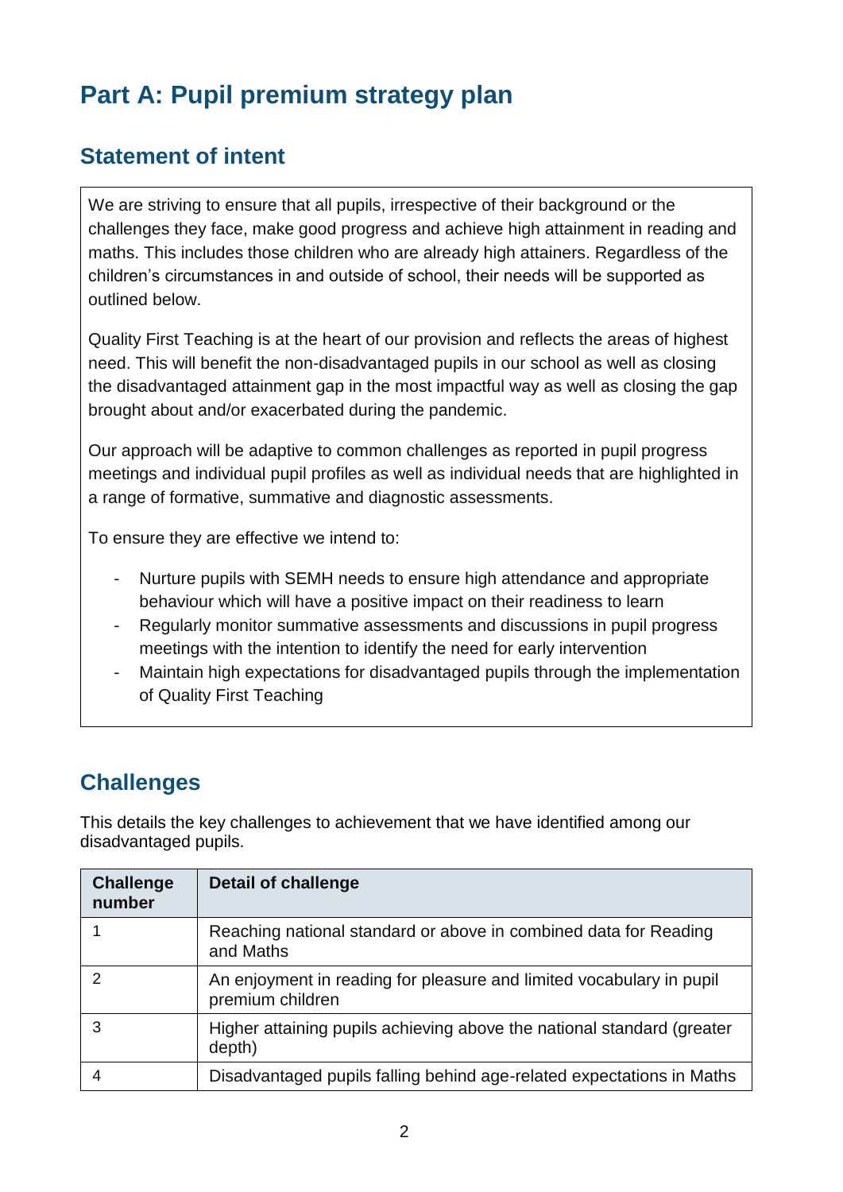# Part A: Pupil premium strategy plan

## Statement of intent

We are striving to ensure that all pupils, irrespective of their background or the challenges they face, make good progress and achieve high attainment in reading and maths. This includes those children who are already high attainers. Regardless of the children's circumstances in and outside of school, their needs will be supported as outlined below.

Quality First Teaching is at the heart of our provision and reflects the areas of highest need. This will benefit the non-disadvantaged pupils in our school as well as closing the disadvantaged attainment gap in the most impactful way as well as closing the gap brought about and/or exacerbated during the pandemic.

Our approach will be adaptive to common challenges as reported in pupil progress meetings and individual pupil profiles as well as individual needs that are highlighted in a range of formative, summative and diagnostic assessments.

To ensure they are effective we intend to:

- Nurture pupils with SEMH needs to ensure high attendance and appropriate behaviour which will have a positive impact on their readiness to learn
- Regularly monitor summative assessments and discussions in pupil progress meetings with the intention to identify the need for early intervention
- Maintain high expectations for disadvantaged pupils through the implementation of Quality First Teaching

## Challenges

This details the key challenges to achievement that we have identified among our disadvantaged pupils.

| Challenge number | Detail of challenge |
|---|---|
| 1 | Reaching national standard or above in combined data for Reading and Maths |
| 2 | An enjoyment in reading for pleasure and limited vocabulary in pupil premium children |
| 3 | Higher attaining pupils achieving above the national standard (greater depth) |
| 4 | Disadvantaged pupils falling behind age-related expectations in Maths |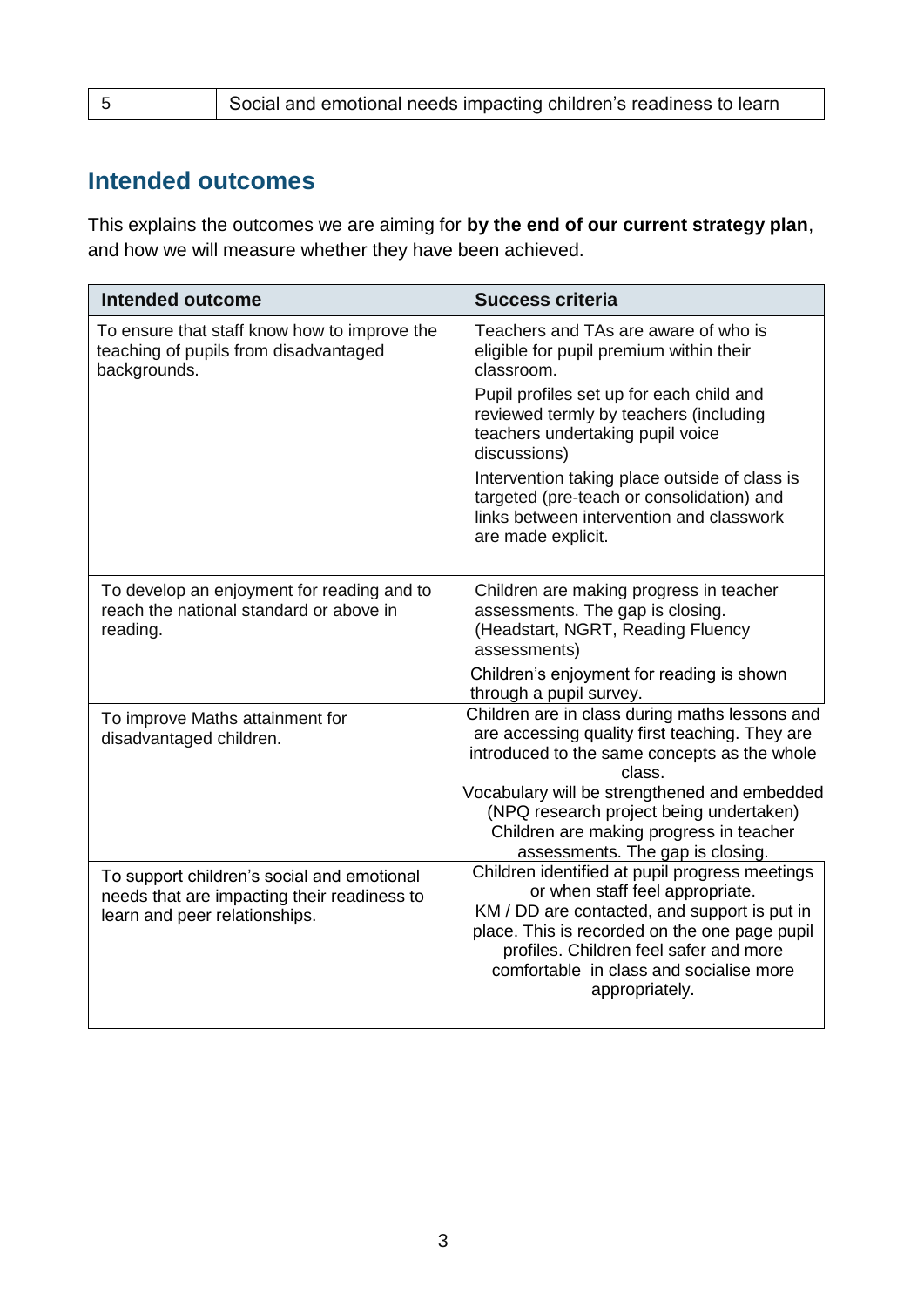| 5 | Social and emotional needs impacting children's readiness to learn |
|---|---|

## Intended outcomes

This explains the outcomes we are aiming for **by the end of our current strategy plan**, and how we will measure whether they have been achieved.

| Intended outcome | Success criteria |
|---|---|
| To ensure that staff know how to improve the teaching of pupils from disadvantaged backgrounds. | Teachers and TAs are aware of who is eligible for pupil premium within their classroom.<br>Pupil profiles set up for each child and reviewed termly by teachers (including teachers undertaking pupil voice discussions)<br>Intervention taking place outside of class is targeted (pre-teach or consolidation) and links between intervention and classwork are made explicit. |
| To develop an enjoyment for reading and to reach the national standard or above in reading. | Children are making progress in teacher assessments. The gap is closing. (Headstart, NGRT, Reading Fluency assessments)<br>Children's enjoyment for reading is shown through a pupil survey. |
| To improve Maths attainment for disadvantaged children. | Children are in class during maths lessons and are accessing quality first teaching. They are introduced to the same concepts as the whole class.<br>Vocabulary will be strengthened and embedded (NPQ research project being undertaken)<br>Children are making progress in teacher assessments. The gap is closing. |
| To support children's social and emotional needs that are impacting their readiness to learn and peer relationships. | Children identified at pupil progress meetings or when staff feel appropriate.<br>KM / DD are contacted, and support is put in place. This is recorded on the one page pupil profiles. Children feel safer and more comfortable in class and socialise more appropriately. |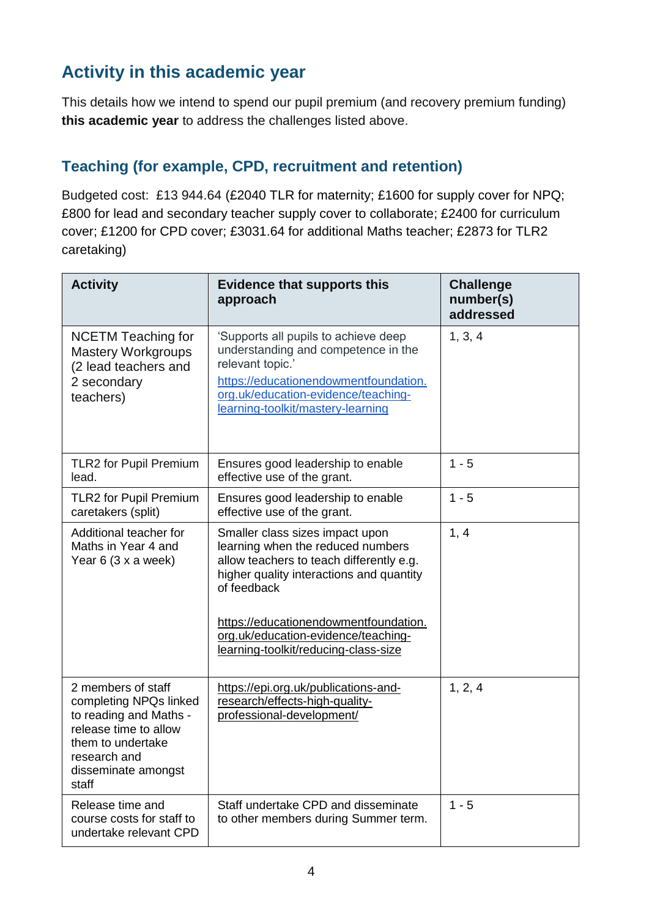## Activity in this academic year

This details how we intend to spend our pupil premium (and recovery premium funding) **this academic year** to address the challenges listed above.

### Teaching (for example, CPD, recruitment and retention)

Budgeted cost: £13 944.64 (£2040 TLR for maternity; £1600 for supply cover for NPQ; £800 for lead and secondary teacher supply cover to collaborate; £2400 for curriculum cover; £1200 for CPD cover; £3031.64 for additional Maths teacher; £2873 for TLR2 caretaking)

| Activity | Evidence that supports this approach | Challenge number(s) addressed |
|---|---|---|
| NCETM Teaching for Mastery Workgroups (2 lead teachers and 2 secondary teachers) | 'Supports all pupils to achieve deep understanding and competence in the relevant topic.' https://educationendowmentfoundation.org.uk/education-evidence/teaching-learning-toolkit/mastery-learning | 1, 3, 4 |
| TLR2 for Pupil Premium lead. | Ensures good leadership to enable effective use of the grant. | 1 - 5 |
| TLR2 for Pupil Premium caretakers (split) | Ensures good leadership to enable effective use of the grant. | 1 - 5 |
| Additional teacher for Maths in Year 4 and Year 6 (3 x a week) | Smaller class sizes impact upon learning when the reduced numbers allow teachers to teach differently e.g. higher quality interactions and quantity of feedback<br><br>https://educationendowmentfoundation.org.uk/education-evidence/teaching-learning-toolkit/reducing-class-size | 1, 4 |
| 2 members of staff completing NPQs linked to reading and Maths - release time to allow them to undertake research and disseminate amongst staff | https://epi.org.uk/publications-and-research/effects-high-quality-professional-development/ | 1, 2, 4 |
| Release time and course costs for staff to undertake relevant CPD | Staff undertake CPD and disseminate to other members during Summer term. | 1 - 5 |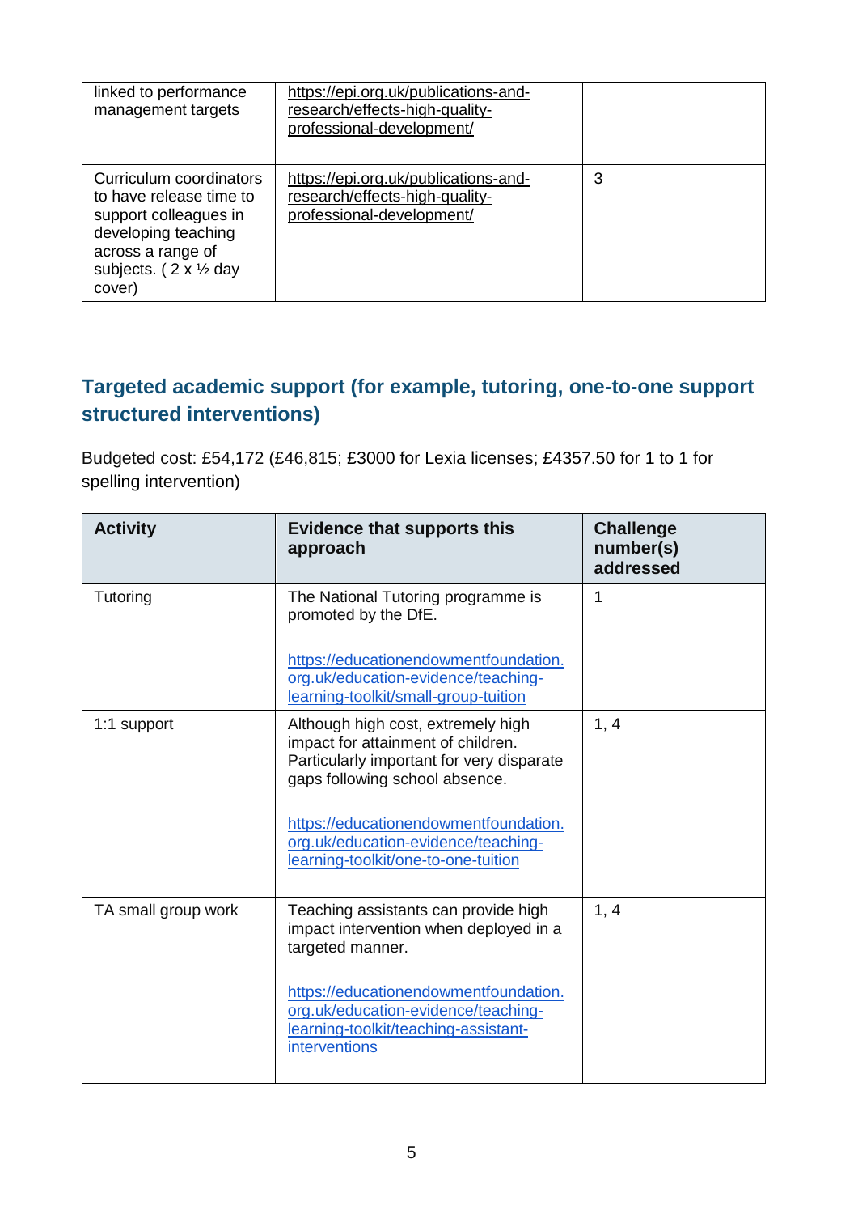| | | |
|---|---|---|
| linked to performance management targets | https://epi.org.uk/publications-and-research/effects-high-quality-professional-development/ | |
| Curriculum coordinators to have release time to support colleagues in developing teaching across a range of subjects. ( 2 x ½ day cover) | https://epi.org.uk/publications-and-research/effects-high-quality-professional-development/ | 3 |

## Targeted academic support (for example, tutoring, one-to-one support structured interventions)

Budgeted cost: £54,172 (£46,815; £3000 for Lexia licenses; £4357.50 for 1 to 1 for spelling intervention)

| Activity | Evidence that supports this approach | Challenge number(s) addressed |
|---|---|---|
| Tutoring | The National Tutoring programme is promoted by the DfE.<br><br>https://educationendowmentfoundation.org.uk/education-evidence/teaching-learning-toolkit/small-group-tuition | 1 |
| 1:1 support | Although high cost, extremely high impact for attainment of children. Particularly important for very disparate gaps following school absence.<br><br>https://educationendowmentfoundation.org.uk/education-evidence/teaching-learning-toolkit/one-to-one-tuition | 1, 4 |
| TA small group work | Teaching assistants can provide high impact intervention when deployed in a targeted manner.<br><br>https://educationendowmentfoundation.org.uk/education-evidence/teaching-learning-toolkit/teaching-assistant-interventions | 1, 4 |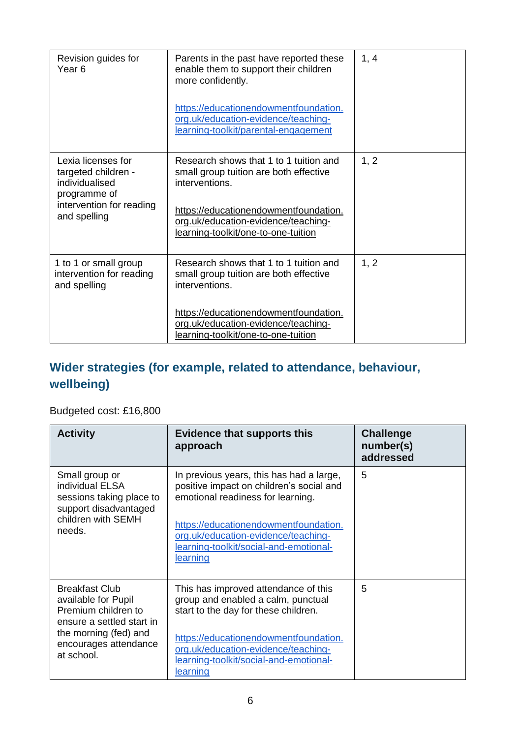| | | |
|---|---|---|
| Revision guides for Year 6 | Parents in the past have reported these enable them to support their children more confidently.<br><br>https://educationendowmentfoundation.org.uk/education-evidence/teaching-learning-toolkit/parental-engagement | 1, 4 |
| Lexia licenses for targeted children - individualised programme of intervention for reading and spelling | Research shows that 1 to 1 tuition and small group tuition are both effective interventions.<br><br>https://educationendowmentfoundation.org.uk/education-evidence/teaching-learning-toolkit/one-to-one-tuition | 1, 2 |
| 1 to 1 or small group intervention for reading and spelling | Research shows that 1 to 1 tuition and small group tuition are both effective interventions.<br><br>https://educationendowmentfoundation.org.uk/education-evidence/teaching-learning-toolkit/one-to-one-tuition | 1, 2 |

## Wider strategies (for example, related to attendance, behaviour, wellbeing)

Budgeted cost: £16,800

| Activity | Evidence that supports this approach | Challenge number(s) addressed |
|---|---|---|
| Small group or individual ELSA sessions taking place to support disadvantaged children with SEMH needs. | In previous years, this has had a large, positive impact on children's social and emotional readiness for learning.<br><br>https://educationendowmentfoundation.org.uk/education-evidence/teaching-learning-toolkit/social-and-emotional-learning | 5 |
| Breakfast Club available for Pupil Premium children to ensure a settled start in the morning (fed) and encourages attendance at school. | This has improved attendance of this group and enabled a calm, punctual start to the day for these children.<br><br>https://educationendowmentfoundation.org.uk/education-evidence/teaching-learning-toolkit/social-and-emotional-learning | 5 |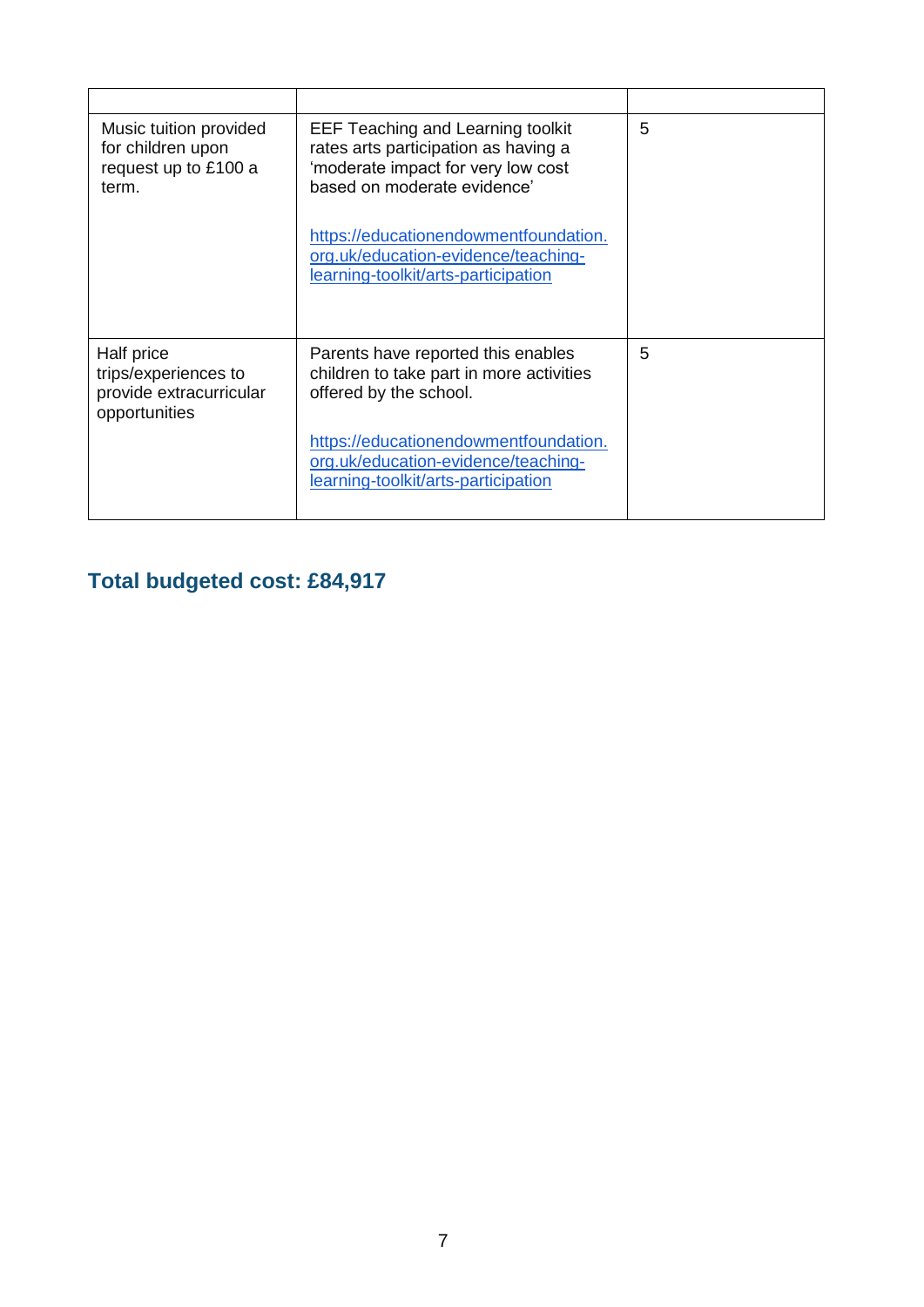| | | |
|---|---|---|
| Music tuition provided for children upon request up to £100 a term. | EEF Teaching and Learning toolkit rates arts participation as having a 'moderate impact for very low cost based on moderate evidence' <br><br> [https://educationendowmentfoundation.org.uk/education-evidence/teaching-learning-toolkit/arts-participation](https://educationendowmentfoundation.org.uk/education-evidence/teaching-learning-toolkit/arts-participation) | 5 |
| Half price trips/experiences to provide extracurricular opportunities | Parents have reported this enables children to take part in more activities offered by the school. <br><br> [https://educationendowmentfoundation.org.uk/education-evidence/teaching-learning-toolkit/arts-participation](https://educationendowmentfoundation.org.uk/education-evidence/teaching-learning-toolkit/arts-participation) | 5 |

## Total budgeted cost: £84,917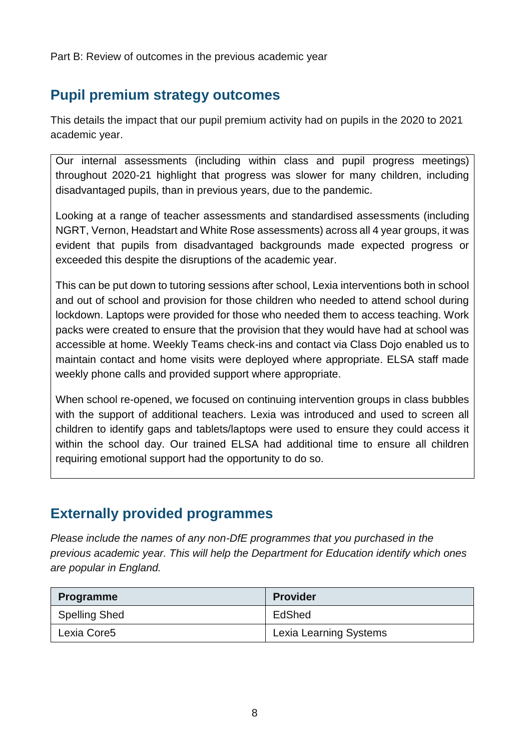Part B: Review of outcomes in the previous academic year

## Pupil premium strategy outcomes

This details the impact that our pupil premium activity had on pupils in the 2020 to 2021 academic year.

Our internal assessments (including within class and pupil progress meetings) throughout 2020-21 highlight that progress was slower for many children, including disadvantaged pupils, than in previous years, due to the pandemic.

Looking at a range of teacher assessments and standardised assessments (including NGRT, Vernon, Headstart and White Rose assessments) across all 4 year groups, it was evident that pupils from disadvantaged backgrounds made expected progress or exceeded this despite the disruptions of the academic year.

This can be put down to tutoring sessions after school, Lexia interventions both in school and out of school and provision for those children who needed to attend school during lockdown. Laptops were provided for those who needed them to access teaching. Work packs were created to ensure that the provision that they would have had at school was accessible at home. Weekly Teams check-ins and contact via Class Dojo enabled us to maintain contact and home visits were deployed where appropriate. ELSA staff made weekly phone calls and provided support where appropriate.

When school re-opened, we focused on continuing intervention groups in class bubbles with the support of additional teachers. Lexia was introduced and used to screen all children to identify gaps and tablets/laptops were used to ensure they could access it within the school day. Our trained ELSA had additional time to ensure all children requiring emotional support had the opportunity to do so.

## Externally provided programmes

*Please include the names of any non-DfE programmes that you purchased in the previous academic year. This will help the Department for Education identify which ones are popular in England.*

| Programme | Provider |
|---|---|
| Spelling Shed | EdShed |
| Lexia Core5 | Lexia Learning Systems |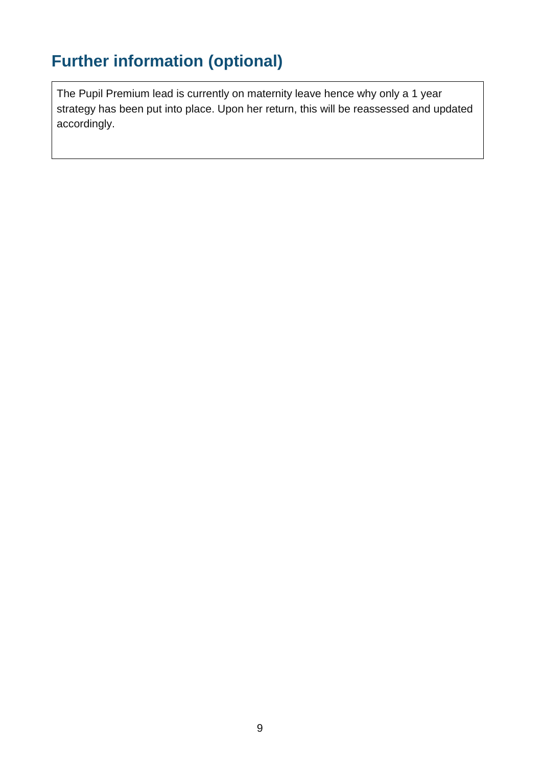## Further information (optional)

The Pupil Premium lead is currently on maternity leave hence why only a 1 year strategy has been put into place. Upon her return, this will be reassessed and updated accordingly.